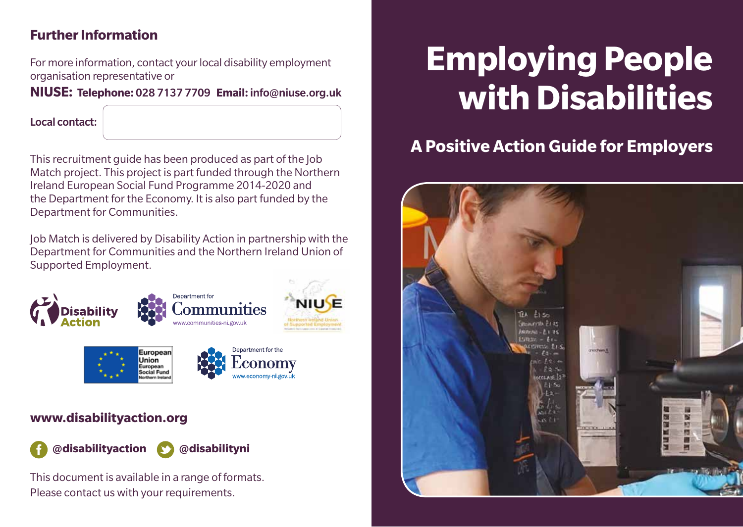## Further Information

For more information, contact your local disability employment organisation representative or

**NIUSE:** **Telephone:** 028 7137 7709 **Email:** info@niuse.org.uk

**Local contact:**

This recruitment guide has been produced as part of the Job Match project. This project is part funded through the Northern Ireland European Social Fund Programme 2014-2020 and the Department for the Economy. It is also part funded by the Department for Communities.

Job Match is delivered by Disability Action in partnership with the Department for Communities and the Northern Ireland Union of Supported Employment.

Disability Action

Department for Communities
www.communities-ni.gov.uk

NIUSE
Northern Ireland Union of Supported Employment

European Union
European Social Fund
Northern Ireland

Department for the Economy
www.economy-ni.gov.uk

**www.disabilityaction.org**

**@disabilityaction** **@disabilityni**

This document is available in a range of formats.
Please contact us with your requirements.

# Employing People with Disabilities

## A Positive Action Guide for Employers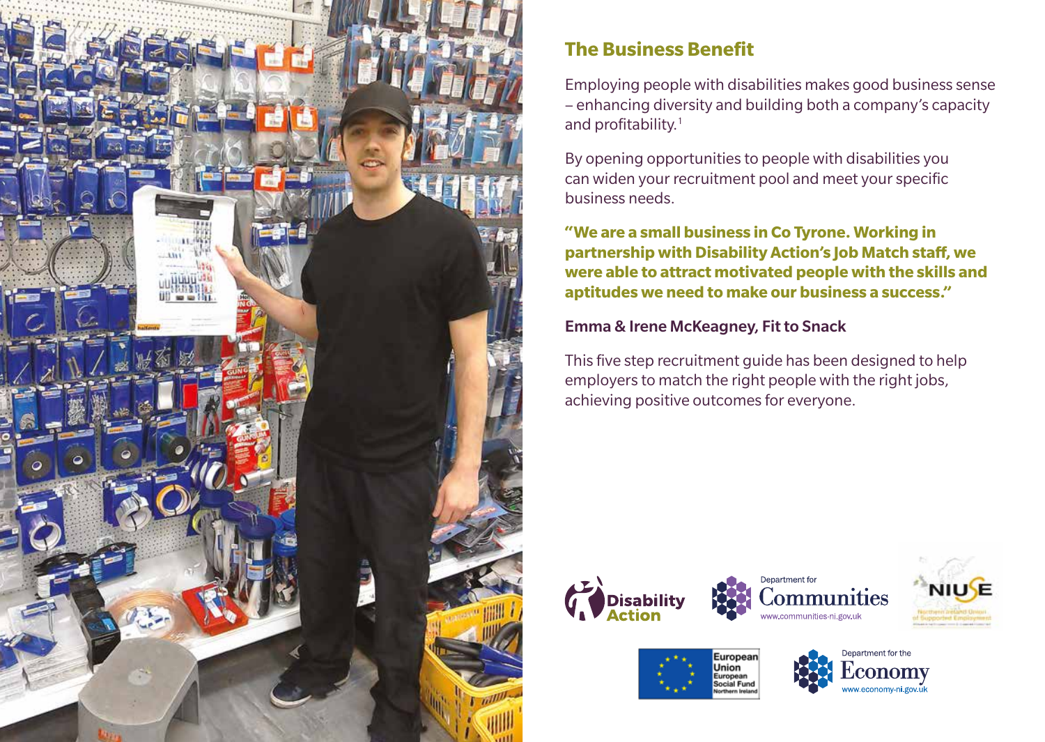## The Business Benefit

Employing people with disabilities makes good business sense – enhancing diversity and building both a company's capacity and profitability.[1]

By opening opportunities to people with disabilities you can widen your recruitment pool and meet your specific business needs.

**"We are a small business in Co Tyrone. Working in partnership with Disability Action's Job Match staff, we were able to attract motivated people with the skills and aptitudes we need to make our business a success."**

**Emma & Irene McKeagney, Fit to Snack**

This five step recruitment guide has been designed to help employers to match the right people with the right jobs, achieving positive outcomes for everyone.

Disability Action

Department for Communities
www.communities-ni.gov.uk

NIUSE
Northern Ireland Union of Supported Employment

European Union
European Social Fund
Northern Ireland

Department for the Economy
www.economy-ni.gov.uk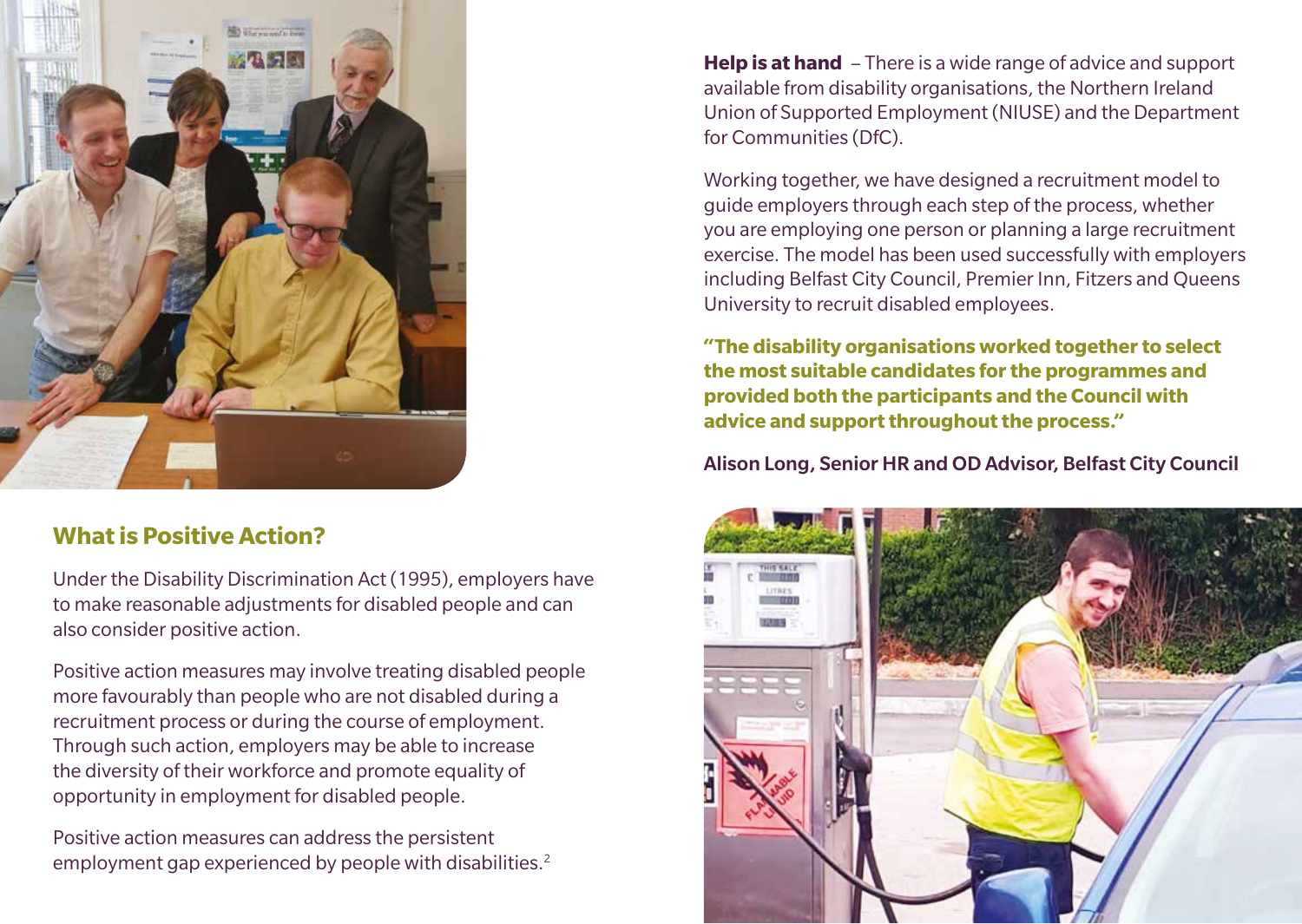## What is Positive Action?

Under the Disability Discrimination Act (1995), employers have to make reasonable adjustments for disabled people and can also consider positive action.

Positive action measures may involve treating disabled people more favourably than people who are not disabled during a recruitment process or during the course of employment. Through such action, employers may be able to increase the diversity of their workforce and promote equality of opportunity in employment for disabled people.

Positive action measures can address the persistent employment gap experienced by people with disabilities.[2]

**Help is at hand** – There is a wide range of advice and support available from disability organisations, the Northern Ireland Union of Supported Employment (NIUSE) and the Department for Communities (DfC).

Working together, we have designed a recruitment model to guide employers through each step of the process, whether you are employing one person or planning a large recruitment exercise. The model has been used successfully with employers including Belfast City Council, Premier Inn, Fitzers and Queens University to recruit disabled employees.

**"The disability organisations worked together to select the most suitable candidates for the programmes and provided both the participants and the Council with advice and support throughout the process."**

**Alison Long, Senior HR and OD Advisor, Belfast City Council**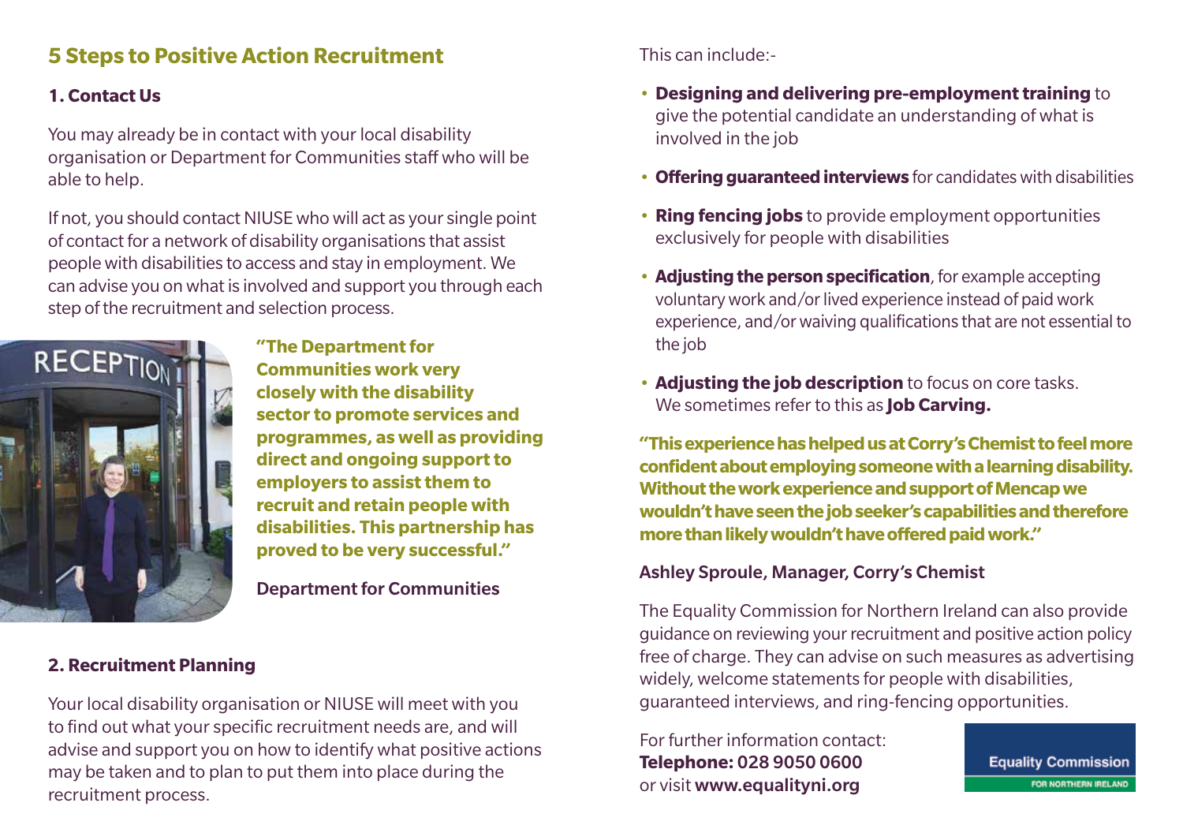## 5 Steps to Positive Action Recruitment

### 1. Contact Us

You may already be in contact with your local disability organisation or Department for Communities staff who will be able to help.

If not, you should contact NIUSE who will act as your single point of contact for a network of disability organisations that assist people with disabilities to access and stay in employment. We can advise you on what is involved and support you through each step of the recruitment and selection process.

**"The Department for Communities work very closely with the disability sector to promote services and programmes, as well as providing direct and ongoing support to employers to assist them to recruit and retain people with disabilities. This partnership has proved to be very successful."**

**Department for Communities**

### 2. Recruitment Planning

Your local disability organisation or NIUSE will meet with you to find out what your specific recruitment needs are, and will advise and support you on how to identify what positive actions may be taken and to plan to put them into place during the recruitment process.

This can include:-

- **Designing and delivering pre-employment training** to give the potential candidate an understanding of what is involved in the job
- **Offering guaranteed interviews** for candidates with disabilities
- **Ring fencing jobs** to provide employment opportunities exclusively for people with disabilities
- **Adjusting the person specification**, for example accepting voluntary work and/or lived experience instead of paid work experience, and/or waiving qualifications that are not essential to the job
- **Adjusting the job description** to focus on core tasks. We sometimes refer to this as **Job Carving.**

**"This experience has helped us at Corry's Chemist to feel more confident about employing someone with a learning disability. Without the work experience and support of Mencap we wouldn't have seen the job seeker's capabilities and therefore more than likely wouldn't have offered paid work."**

**Ashley Sproule, Manager, Corry's Chemist**

The Equality Commission for Northern Ireland can also provide guidance on reviewing your recruitment and positive action policy free of charge. They can advise on such measures as advertising widely, welcome statements for people with disabilities, guaranteed interviews, and ring-fencing opportunities.

For further information contact:
**Telephone: 028 9050 0600**
or visit **www.equalityni.org**

Equality Commission FOR NORTHERN IRELAND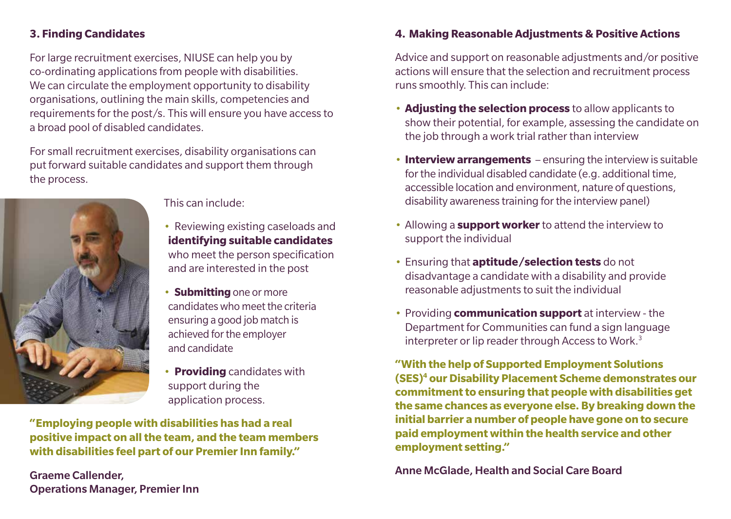### 3. Finding Candidates

For large recruitment exercises, NIUSE can help you by co-ordinating applications from people with disabilities. We can circulate the employment opportunity to disability organisations, outlining the main skills, competencies and requirements for the post/s. This will ensure you have access to a broad pool of disabled candidates.

For small recruitment exercises, disability organisations can put forward suitable candidates and support them through the process.

This can include:

- Reviewing existing caseloads and **identifying suitable candidates** who meet the person specification and are interested in the post
- **Submitting** one or more candidates who meet the criteria ensuring a good job match is achieved for the employer and candidate
- **Providing** candidates with support during the application process.

**"Employing people with disabilities has had a real positive impact on all the team, and the team members with disabilities feel part of our Premier Inn family."**

**Graeme Callender,**
**Operations Manager, Premier Inn**

### 4. Making Reasonable Adjustments & Positive Actions

Advice and support on reasonable adjustments and/or positive actions will ensure that the selection and recruitment process runs smoothly. This can include:

- **Adjusting the selection process** to allow applicants to show their potential, for example, assessing the candidate on the job through a work trial rather than interview
- **Interview arrangements** – ensuring the interview is suitable for the individual disabled candidate (e.g. additional time, accessible location and environment, nature of questions, disability awareness training for the interview panel)
- Allowing a **support worker** to attend the interview to support the individual
- Ensuring that **aptitude/selection tests** do not disadvantage a candidate with a disability and provide reasonable adjustments to suit the individual
- Providing **communication support** at interview - the Department for Communities can fund a sign language interpreter or lip reader through Access to Work.[3]

**"With the help of Supported Employment Solutions (SES)[4] our Disability Placement Scheme demonstrates our commitment to ensuring that people with disabilities get the same chances as everyone else. By breaking down the initial barrier a number of people have gone on to secure paid employment within the health service and other employment setting."**

**Anne McGlade, Health and Social Care Board**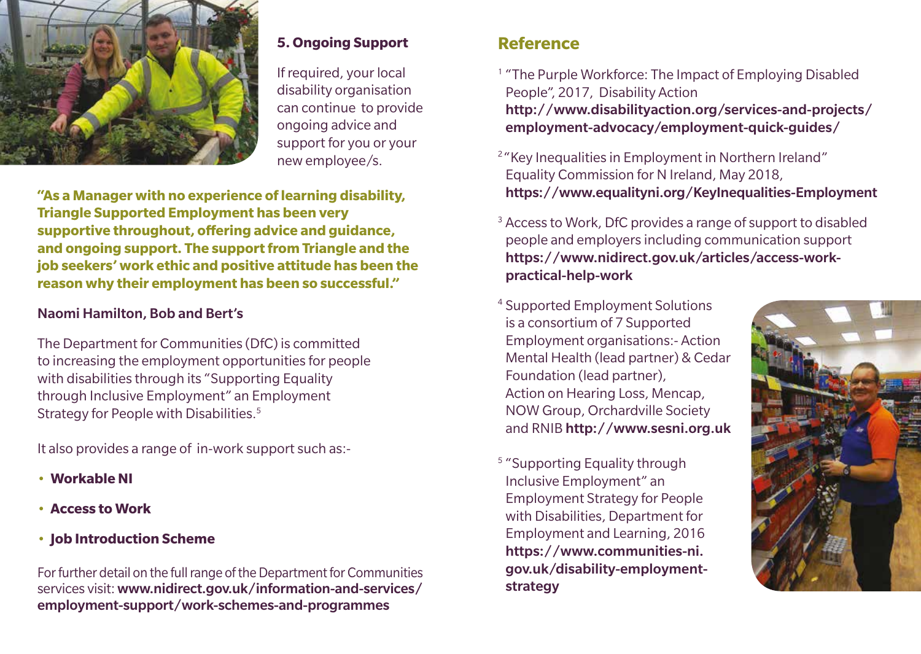### 5. Ongoing Support

If required, your local disability organisation can continue to provide ongoing advice and support for you or your new employee/s.

**"As a Manager with no experience of learning disability, Triangle Supported Employment has been very supportive throughout, offering advice and guidance, and ongoing support. The support from Triangle and the job seekers' work ethic and positive attitude has been the reason why their employment has been so successful."**

**Naomi Hamilton, Bob and Bert's**

The Department for Communities (DfC) is committed to increasing the employment opportunities for people with disabilities through its "Supporting Equality through Inclusive Employment" an Employment Strategy for People with Disabilities.[5]

It also provides a range of in-work support such as:-

- **Workable NI**
- **Access to Work**
- **Job Introduction Scheme**

For further detail on the full range of the Department for Communities services visit: **www.nidirect.gov.uk/information-and-services/employment-support/work-schemes-and-programmes**

## Reference

[1] "The Purple Workforce: The Impact of Employing Disabled People", 2017, Disability Action **http://www.disabilityaction.org/services-and-projects/employment-advocacy/employment-quick-guides/**

[2] "Key Inequalities in Employment in Northern Ireland" Equality Commission for N Ireland, May 2018, **https://www.equalityni.org/KeyInequalities-Employment**

[3] Access to Work, DfC provides a range of support to disabled people and employers including communication support **https://www.nidirect.gov.uk/articles/access-work-practical-help-work**

[4] Supported Employment Solutions is a consortium of 7 Supported Employment organisations:- Action Mental Health (lead partner) & Cedar Foundation (lead partner), Action on Hearing Loss, Mencap, NOW Group, Orchardville Society and RNIB **http://www.sesni.org.uk**

[5] "Supporting Equality through Inclusive Employment" an Employment Strategy for People with Disabilities, Department for Employment and Learning, 2016 **https://www.communities-ni.gov.uk/disability-employment-strategy**